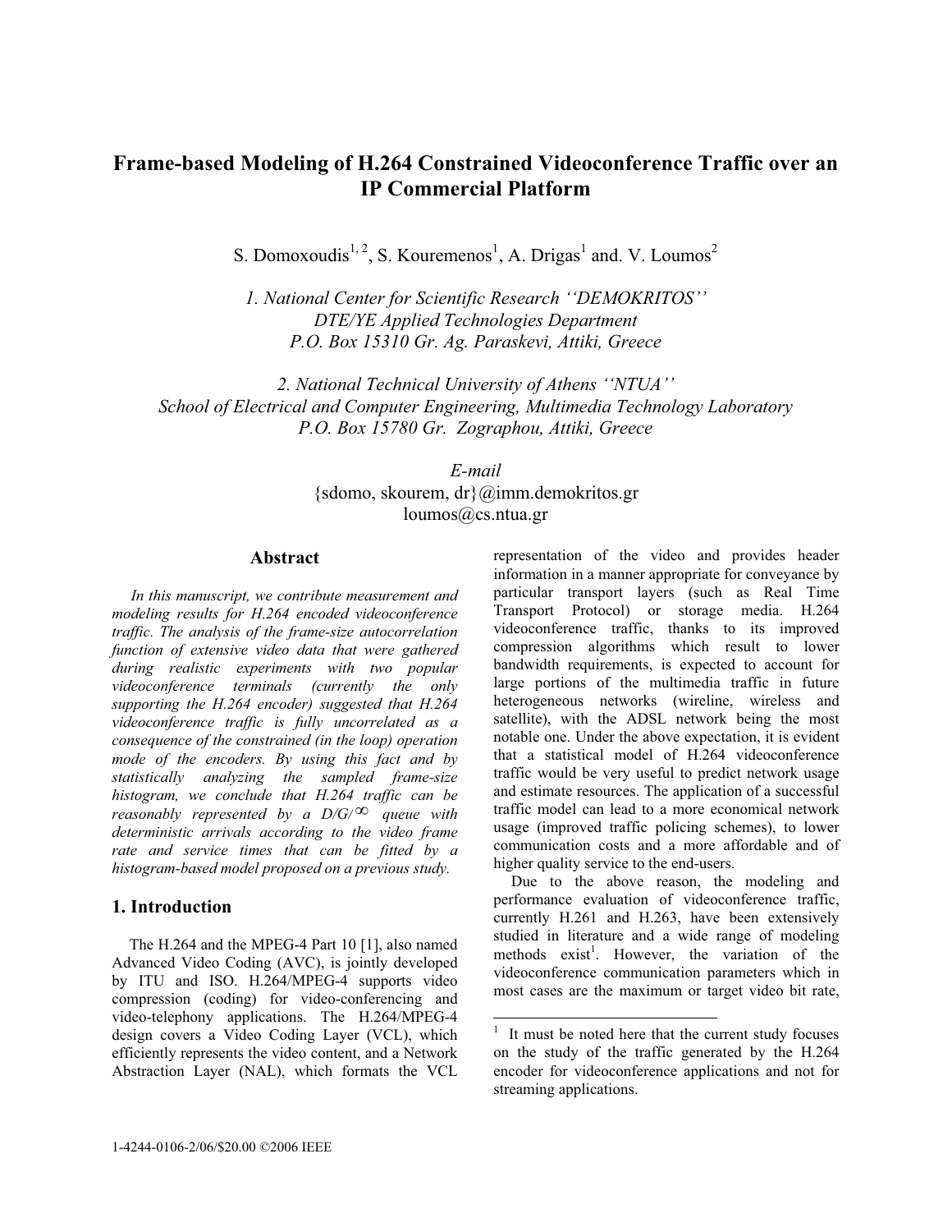# Frame-based Modeling of H.264 Constrained Videoconference Traffic over an IP Commercial Platform

S. Domoxoudis[1, 2], S. Kouremenos[1], A. Drigas[1] and. V. Loumos[2]

*1. National Center for Scientific Research ''DEMOKRITOS''*
*DTE/YE Applied Technologies Department*
*P.O. Box 15310 Gr. Ag. Paraskevi, Attiki, Greece*

*2. National Technical University of Athens ''NTUA''*
*School of Electrical and Computer Engineering, Multimedia Technology Laboratory*
*P.O. Box 15780 Gr. Zographou, Attiki, Greece*

*E-mail*
{sdomo, skourem, dr}@imm.demokritos.gr
loumos@cs.ntua.gr

## Abstract

*In this manuscript, we contribute measurement and modeling results for H.264 encoded videoconference traffic. The analysis of the frame-size autocorrelation function of extensive video data that were gathered during realistic experiments with two popular videoconference terminals (currently the only supporting the H.264 encoder) suggested that H.264 videoconference traffic is fully uncorrelated as a consequence of the constrained (in the loop) operation mode of the encoders. By using this fact and by statistically analyzing the sampled frame-size histogram, we conclude that H.264 traffic can be reasonably represented by a D/G/$\infty$ queue with deterministic arrivals according to the video frame rate and service times that can be fitted by a histogram-based model proposed on a previous study.*

## 1. Introduction

The H.264 and the MPEG-4 Part 10 [1], also named Advanced Video Coding (AVC), is jointly developed by ITU and ISO. H.264/MPEG-4 supports video compression (coding) for video-conferencing and video-telephony applications. The H.264/MPEG-4 design covers a Video Coding Layer (VCL), which efficiently represents the video content, and a Network Abstraction Layer (NAL), which formats the VCL representation of the video and provides header information in a manner appropriate for conveyance by particular transport layers (such as Real Time Transport Protocol) or storage media. H.264 videoconference traffic, thanks to its improved compression algorithms which result to lower bandwidth requirements, is expected to account for large portions of the multimedia traffic in future heterogeneous networks (wireline, wireless and satellite), with the ADSL network being the most notable one. Under the above expectation, it is evident that a statistical model of H.264 videoconference traffic would be very useful to predict network usage and estimate resources. The application of a successful traffic model can lead to a more economical network usage (improved traffic policing schemes), to lower communication costs and a more affordable and of higher quality service to the end-users.

Due to the above reason, the modeling and performance evaluation of videoconference traffic, currently H.261 and H.263, have been extensively studied in literature and a wide range of modeling methods exist[1]. However, the variation of the videoconference communication parameters which in most cases are the maximum or target video bit rate,

[1] It must be noted here that the current study focuses on the study of the traffic generated by the H.264 encoder for videoconference applications and not for streaming applications.

1-4244-0106-2/06/$20.00 ©2006 IEEE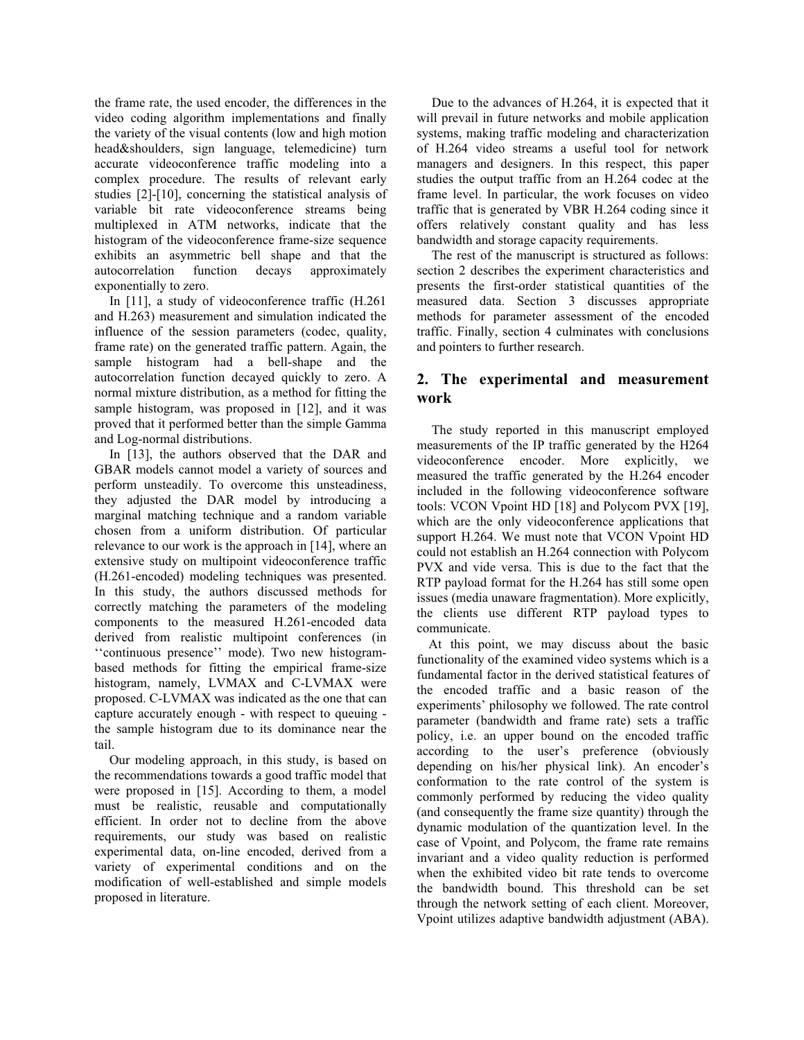the frame rate, the used encoder, the differences in the video coding algorithm implementations and finally the variety of the visual contents (low and high motion head&shoulders, sign language, telemedicine) turn accurate videoconference traffic modeling into a complex procedure. The results of relevant early studies [2]-[10], concerning the statistical analysis of variable bit rate videoconference streams being multiplexed in ATM networks, indicate that the histogram of the videoconference frame-size sequence exhibits an asymmetric bell shape and that the autocorrelation function decays approximately exponentially to zero.

In [11], a study of videoconference traffic (H.261 and H.263) measurement and simulation indicated the influence of the session parameters (codec, quality, frame rate) on the generated traffic pattern. Again, the sample histogram had a bell-shape and the autocorrelation function decayed quickly to zero. A normal mixture distribution, as a method for fitting the sample histogram, was proposed in [12], and it was proved that it performed better than the simple Gamma and Log-normal distributions.

In [13], the authors observed that the DAR and GBAR models cannot model a variety of sources and perform unsteadily. To overcome this unsteadiness, they adjusted the DAR model by introducing a marginal matching technique and a random variable chosen from a uniform distribution. Of particular relevance to our work is the approach in [14], where an extensive study on multipoint videoconference traffic (H.261-encoded) modeling techniques was presented. In this study, the authors discussed methods for correctly matching the parameters of the modeling components to the measured H.261-encoded data derived from realistic multipoint conferences (in ''continuous presence'' mode). Two new histogram-based methods for fitting the empirical frame-size histogram, namely, LVMAX and C-LVMAX were proposed. C-LVMAX was indicated as the one that can capture accurately enough - with respect to queuing - the sample histogram due to its dominance near the tail.

Our modeling approach, in this study, is based on the recommendations towards a good traffic model that were proposed in [15]. According to them, a model must be realistic, reusable and computationally efficient. In order not to decline from the above requirements, our study was based on realistic experimental data, on-line encoded, derived from a variety of experimental conditions and on the modification of well-established and simple models proposed in literature.

Due to the advances of H.264, it is expected that it will prevail in future networks and mobile application systems, making traffic modeling and characterization of H.264 video streams a useful tool for network managers and designers. In this respect, this paper studies the output traffic from an H.264 codec at the frame level. In particular, the work focuses on video traffic that is generated by VBR H.264 coding since it offers relatively constant quality and has less bandwidth and storage capacity requirements.

The rest of the manuscript is structured as follows: section 2 describes the experiment characteristics and presents the first-order statistical quantities of the measured data. Section 3 discusses appropriate methods for parameter assessment of the encoded traffic. Finally, section 4 culminates with conclusions and pointers to further research.

## 2. The experimental and measurement work

The study reported in this manuscript employed measurements of the IP traffic generated by the H264 videoconference encoder. More explicitly, we measured the traffic generated by the H.264 encoder included in the following videoconference software tools: VCON Vpoint HD [18] and Polycom PVX [19], which are the only videoconference applications that support H.264. We must note that VCON Vpoint HD could not establish an H.264 connection with Polycom PVX and vide versa. This is due to the fact that the RTP payload format for the H.264 has still some open issues (media unaware fragmentation). More explicitly, the clients use different RTP payload types to communicate.

At this point, we may discuss about the basic functionality of the examined video systems which is a fundamental factor in the derived statistical features of the encoded traffic and a basic reason of the experiments' philosophy we followed. The rate control parameter (bandwidth and frame rate) sets a traffic policy, i.e. an upper bound on the encoded traffic according to the user's preference (obviously depending on his/her physical link). An encoder's conformation to the rate control of the system is commonly performed by reducing the video quality (and consequently the frame size quantity) through the dynamic modulation of the quantization level. In the case of Vpoint, and Polycom, the frame rate remains invariant and a video quality reduction is performed when the exhibited video bit rate tends to overcome the bandwidth bound. This threshold can be set through the network setting of each client. Moreover, Vpoint utilizes adaptive bandwidth adjustment (ABA).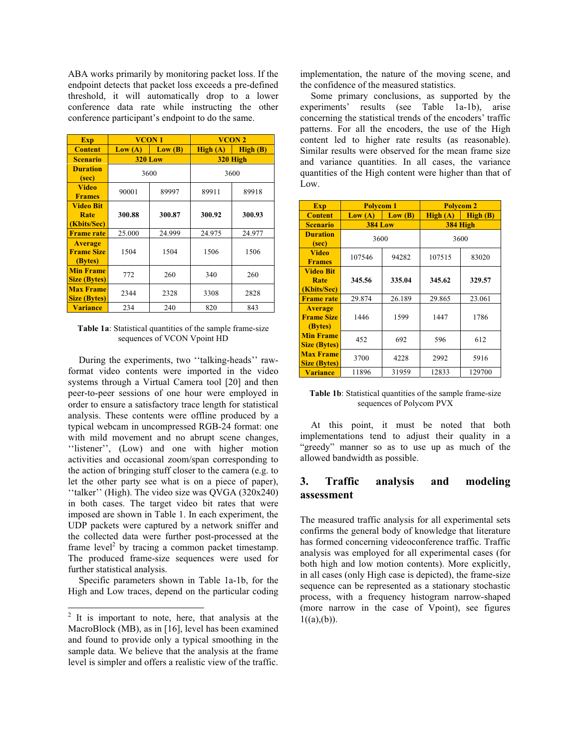ABA works primarily by monitoring packet loss. If the endpoint detects that packet loss exceeds a pre-defined threshold, it will automatically drop to a lower conference data rate while instructing the other conference participant's endpoint to do the same.

| Exp | VCON 1 | | VCON 2 | |
|---|---|---|---|---|
| Content | Low (A) | Low (B) | High (A) | High (B) |
| Scenario | 320 Low | | 320 High | |
| Duration (sec) | 3600 | | 3600 | |
| Video Frames | 90001 | 89997 | 89911 | 89918 |
| Video Bit Rate (Kbits/Sec) | **300.88** | **300.87** | **300.92** | **300.93** |
| Frame rate | 25.000 | 24.999 | 24.975 | 24.977 |
| Average Frame Size (Bytes) | 1504 | 1504 | 1506 | 1506 |
| Min Frame Size (Bytes) | 772 | 260 | 340 | 260 |
| Max Frame Size (Bytes) | 2344 | 2328 | 3308 | 2828 |
| Variance | 234 | 240 | 820 | 843 |

**Table 1a**: Statistical quantities of the sample frame-size sequences of VCON Vpoint HD

During the experiments, two ''talking-heads'' raw-format video contents were imported in the video systems through a Virtual Camera tool [20] and then peer-to-peer sessions of one hour were employed in order to ensure a satisfactory trace length for statistical analysis. These contents were offline produced by a typical webcam in uncompressed RGB-24 format: one with mild movement and no abrupt scene changes, ''listener'', (Low) and one with higher motion activities and occasional zoom/span corresponding to the action of bringing stuff closer to the camera (e.g. to let the other party see what is on a piece of paper), ''talker'' (High). The video size was QVGA (320x240) in both cases. The target video bit rates that were imposed are shown in Table 1. In each experiment, the UDP packets were captured by a network sniffer and the collected data were further post-processed at the frame level[2] by tracing a common packet timestamp. The produced frame-size sequences were used for further statistical analysis.

Specific parameters shown in Table 1a-1b, for the High and Low traces, depend on the particular coding implementation, the nature of the moving scene, and the confidence of the measured statistics.

Some primary conclusions, as supported by the experiments' results (see Table 1a-1b), arise concerning the statistical trends of the encoders' traffic patterns. For all the encoders, the use of the High content led to higher rate results (as reasonable). Similar results were observed for the mean frame size and variance quantities. In all cases, the variance quantities of the High content were higher than that of Low.

| Exp | Polycom 1 | | Polycom 2 | |
|---|---|---|---|---|
| Content | Low (A) | Low (B) | High (A) | High (B) |
| Scenario | 384 Low | | 384 High | |
| Duration (sec) | 3600 | | 3600 | |
| Video Frames | 107546 | 94282 | 107515 | 83020 |
| Video Bit Rate (Kbits/Sec) | **345.56** | **335.04** | **345.62** | **329.57** |
| Frame rate | 29.874 | 26.189 | 29.865 | 23.061 |
| Average Frame Size (Bytes) | 1446 | 1599 | 1447 | 1786 |
| Min Frame Size (Bytes) | 452 | 692 | 596 | 612 |
| Max Frame Size (Bytes) | 3700 | 4228 | 2992 | 5916 |
| Variance | 11896 | 31959 | 12833 | 129700 |

**Table 1b**: Statistical quantities of the sample frame-size sequences of Polycom PVX

At this point, it must be noted that both implementations tend to adjust their quality in a "greedy" manner so as to use up as much of the allowed bandwidth as possible.

## 3. Traffic analysis and modeling assessment

The measured traffic analysis for all experimental sets confirms the general body of knowledge that literature has formed concerning videoconference traffic. Traffic analysis was employed for all experimental cases (for both high and low motion contents). More explicitly, in all cases (only High case is depicted), the frame-size sequence can be represented as a stationary stochastic process, with a frequency histogram narrow-shaped (more narrow in the case of Vpoint), see figures 1((a),(b)).

---

[2] It is important to note, here, that analysis at the MacroBlock (MB), as in [16], level has been examined and found to provide only a typical smoothing in the sample data. We believe that the analysis at the frame level is simpler and offers a realistic view of the traffic.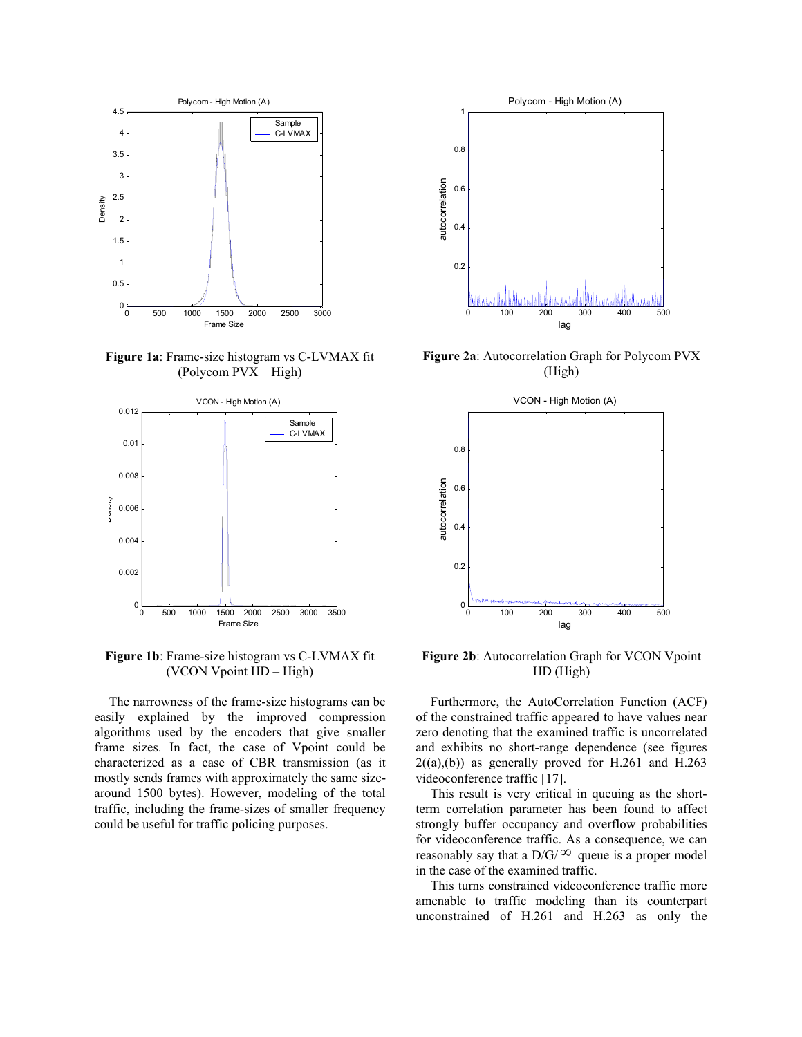**Figure 1a**: Frame-size histogram vs C-LVMAX fit (Polycom PVX – High)

**Figure 1b**: Frame-size histogram vs C-LVMAX fit (VCON Vpoint HD – High)

The narrowness of the frame-size histograms can be easily explained by the improved compression algorithms used by the encoders that give smaller frame sizes. In fact, the case of Vpoint could be characterized as a case of CBR transmission (as it mostly sends frames with approximately the same size-around 1500 bytes). However, modeling of the total traffic, including the frame-sizes of smaller frequency could be useful for traffic policing purposes.

**Figure 2a**: Autocorrelation Graph for Polycom PVX (High)

**Figure 2b**: Autocorrelation Graph for VCON Vpoint HD (High)

Furthermore, the AutoCorrelation Function (ACF) of the constrained traffic appeared to have values near zero denoting that the examined traffic is uncorrelated and exhibits no short-range dependence (see figures 2((a),(b)) as generally proved for H.261 and H.263 videoconference traffic [17].

This result is very critical in queuing as the short-term correlation parameter has been found to affect strongly buffer occupancy and overflow probabilities for videoconference traffic. As a consequence, we can reasonably say that a $D/G/\infty$ queue is a proper model in the case of the examined traffic.

This turns constrained videoconference traffic more amenable to traffic modeling than its counterpart unconstrained of H.261 and H.263 as only the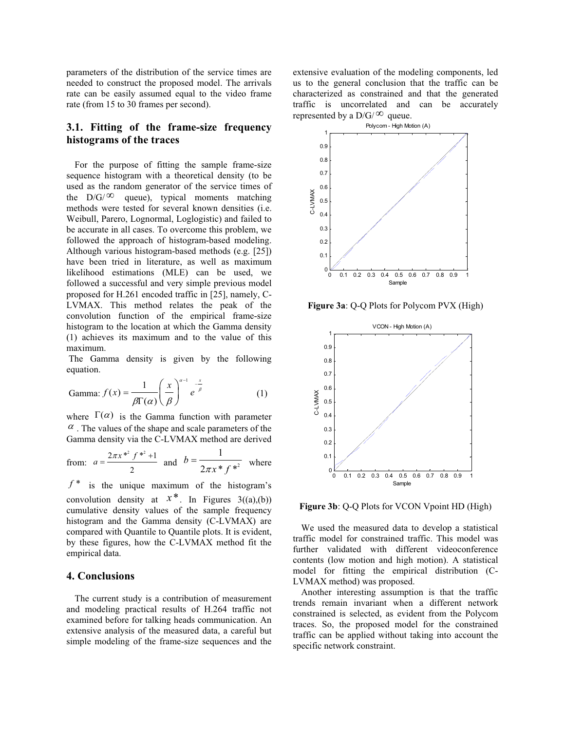parameters of the distribution of the service times are needed to construct the proposed model. The arrivals rate can be easily assumed equal to the video frame rate (from 15 to 30 frames per second).

## 3.1. Fitting of the frame-size frequency histograms of the traces

For the purpose of fitting the sample frame-size sequence histogram with a theoretical density (to be used as the random generator of the service times of the D/G/$\infty$ queue), typical moments matching methods were tested for several known densities (i.e. Weibull, Parero, Lognormal, Loglogistic) and failed to be accurate in all cases. To overcome this problem, we followed the approach of histogram-based modeling. Although various histogram-based methods (e.g. [25]) have been tried in literature, as well as maximum likelihood estimations (MLE) can be used, we followed a successful and very simple previous model proposed for H.261 encoded traffic in [25], namely, C-LVMAX. This method relates the peak of the convolution function of the empirical frame-size histogram to the location at which the Gamma density (1) achieves its maximum and to the value of this maximum.

The Gamma density is given by the following equation.

$$\text{Gamma: } f(x) = \frac{1}{\beta\Gamma(\alpha)}\left(\frac{x}{\beta}\right)^{\alpha-1} e^{-\frac{x}{\beta}} \quad (1)$$

where $\Gamma(\alpha)$ is the Gamma function with parameter $\alpha$. The values of the shape and scale parameters of the Gamma density via the C-LVMAX method are derived from: $a = \frac{2\pi x^{*2} f^{*2} + 1}{2}$ and $b = \frac{1}{2\pi x^{*} f^{*2}}$ where $f^{*}$ is the unique maximum of the histogram's convolution density at $x^{*}$. In Figures 3((a),(b)) cumulative density values of the sample frequency histogram and the Gamma density (C-LVMAX) are compared with Quantile to Quantile plots. It is evident, by these figures, how the C-LVMAX method fit the empirical data.

## 4. Conclusions

The current study is a contribution of measurement and modeling practical results of H.264 traffic not examined before for talking heads communication. An extensive analysis of the measured data, a careful but simple modeling of the frame-size sequences and the extensive evaluation of the modeling components, led us to the general conclusion that the traffic can be characterized as constrained and that the generated traffic is uncorrelated and can be accurately represented by a D/G/$\infty$ queue.

**Figure 3a**: Q-Q Plots for Polycom PVX (High)

**Figure 3b**: Q-Q Plots for VCON Vpoint HD (High)

We used the measured data to develop a statistical traffic model for constrained traffic. This model was further validated with different videoconference contents (low motion and high motion). A statistical model for fitting the empirical distribution (C-LVMAX method) was proposed.

Another interesting assumption is that the traffic trends remain invariant when a different network constrained is selected, as evident from the Polycom traces. So, the proposed model for the constrained traffic can be applied without taking into account the specific network constraint.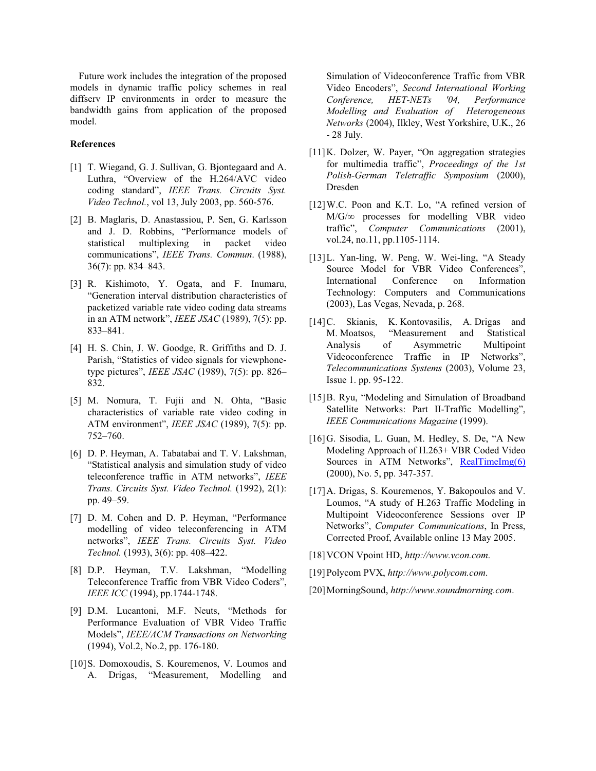Future work includes the integration of the proposed models in dynamic traffic policy schemes in real diffserv IP environments in order to measure the bandwidth gains from application of the proposed model.

**References**

[1] T. Wiegand, G. J. Sullivan, G. Bjontegaard and A. Luthra, "Overview of the H.264/AVC video coding standard", *IEEE Trans. Circuits Syst. Video Technol.*, vol 13, July 2003, pp. 560-576.

[2] B. Maglaris, D. Anastassiou, P. Sen, G. Karlsson and J. D. Robbins, "Performance models of statistical multiplexing in packet video communications", *IEEE Trans. Commun*. (1988), 36(7): pp. 834–843.

[3] R. Kishimoto, Y. Ogata, and F. Inumaru, "Generation interval distribution characteristics of packetized variable rate video coding data streams in an ATM network", *IEEE JSAC* (1989), 7(5): pp. 833–841.

[4] H. S. Chin, J. W. Goodge, R. Griffiths and D. J. Parish, "Statistics of video signals for viewphone-type pictures", *IEEE JSAC* (1989), 7(5): pp. 826–832.

[5] M. Nomura, T. Fujii and N. Ohta, "Basic characteristics of variable rate video coding in ATM environment", *IEEE JSAC* (1989), 7(5): pp. 752–760.

[6] D. P. Heyman, A. Tabatabai and T. V. Lakshman, "Statistical analysis and simulation study of video teleconference traffic in ATM networks", *IEEE Trans. Circuits Syst. Video Technol.* (1992), 2(1): pp. 49–59.

[7] D. M. Cohen and D. P. Heyman, "Performance modelling of video teleconferencing in ATM networks", *IEEE Trans. Circuits Syst. Video Technol.* (1993), 3(6): pp. 408–422.

[8] D.P. Heyman, T.V. Lakshman, "Modelling Teleconference Traffic from VBR Video Coders", *IEEE ICC* (1994), pp.1744-1748.

[9] D.M. Lucantoni, M.F. Neuts, "Methods for Performance Evaluation of VBR Video Traffic Models", *IEEE/ACM Transactions on Networking* (1994), Vol.2, No.2, pp. 176-180.

[10] S. Domoxoudis, S. Kouremenos, V. Loumos and A. Drigas, "Measurement, Modelling and Simulation of Videoconference Traffic from VBR Video Encoders", *Second International Working Conference, HET-NETs '04, Performance Modelling and Evaluation of Heterogeneous Networks* (2004), Ilkley, West Yorkshire, U.K., 26 - 28 July.

[11] K. Dolzer, W. Payer, "On aggregation strategies for multimedia traffic", *Proceedings of the 1st Polish-German Teletraffic Symposium* (2000), Dresden

[12] W.C. Poon and K.T. Lo, "A refined version of M/G/∞ processes for modelling VBR video traffic", *Computer Communications* (2001), vol.24, no.11, pp.1105-1114.

[13] L. Yan-ling, W. Peng, W. Wei-ling, "A Steady Source Model for VBR Video Conferences", International Conference on Information Technology: Computers and Communications (2003), Las Vegas, Nevada, p. 268.

[14] C. Skianis, K. Kontovasilis, A. Drigas and M. Moatsos, "Measurement and Statistical Analysis of Asymmetric Multipoint Videoconference Traffic in IP Networks", *Telecommunications Systems* (2003), Volume 23, Issue 1. pp. 95-122.

[15] B. Ryu, "Modeling and Simulation of Broadband Satellite Networks: Part II-Traffic Modelling", *IEEE Communications Magazine* (1999).

[16] G. Sisodia, L. Guan, M. Hedley, S. De, "A New Modeling Approach of H.263+ VBR Coded Video Sources in ATM Networks", RealTimeImg(6) (2000), No. 5, pp. 347-357.

[17] A. Drigas, S. Kouremenos, Y. Bakopoulos and V. Loumos, "A study of H.263 Traffic Modeling in Multipoint Videoconference Sessions over IP Networks", *Computer Communications*, In Press, Corrected Proof, Available online 13 May 2005.

[18] VCON Vpoint HD, *http://www.vcon.com*.

[19] Polycom PVX, *http://www.polycom.com*.

[20] MorningSound, *http://www.soundmorning.com*.